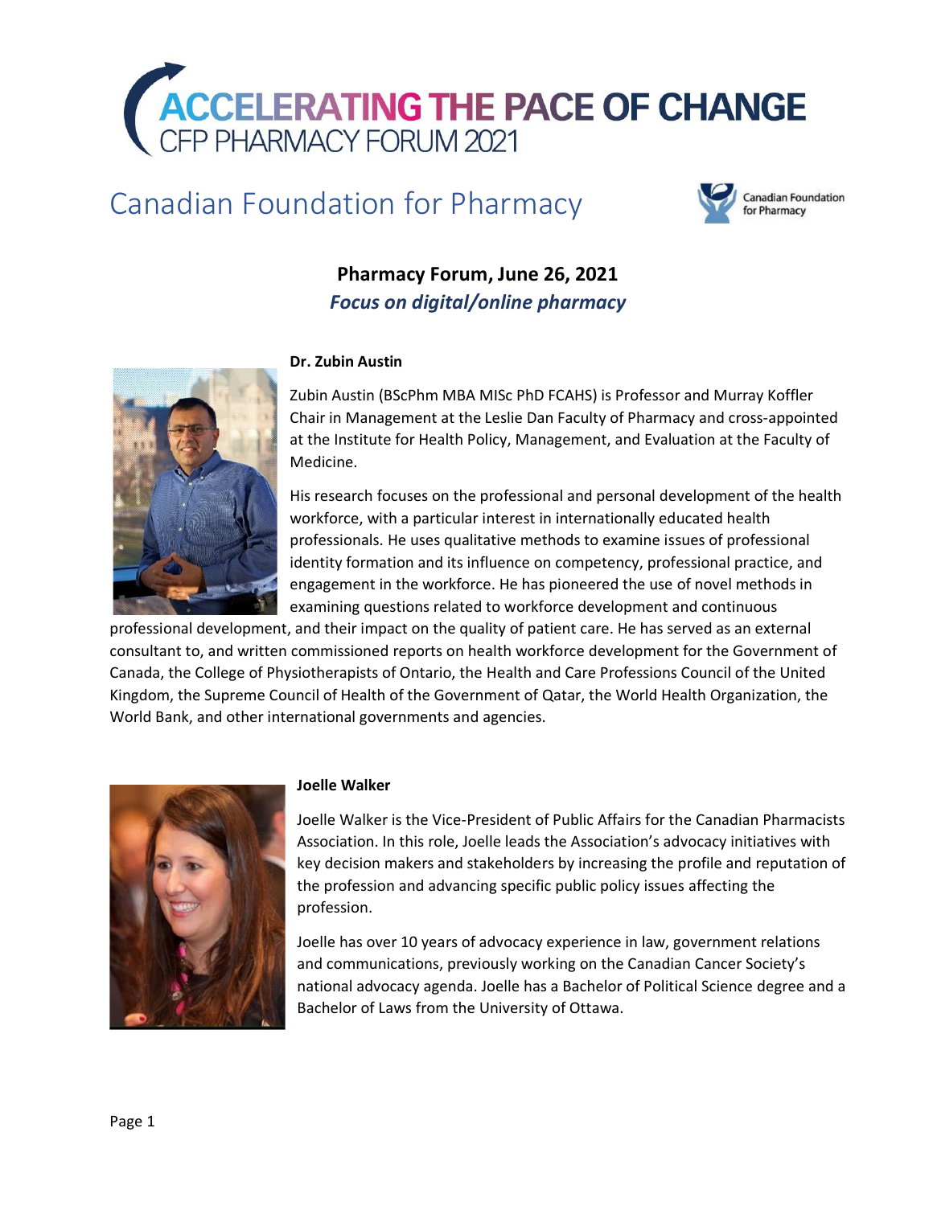# ACCELERATING THE PACE OF CHANGE

CFP PHARMACY FORUM 2021

## Canadian Foundation for Pharmacy

Canadian Foundation for Pharmacy

### Pharmacy Forum, June 26, 2021

***Focus on digital/online pharmacy***

**Dr. Zubin Austin**

Zubin Austin (BScPhm MBA MISc PhD FCAHS) is Professor and Murray Koffler Chair in Management at the Leslie Dan Faculty of Pharmacy and cross-appointed at the Institute for Health Policy, Management, and Evaluation at the Faculty of Medicine.

His research focuses on the professional and personal development of the health workforce, with a particular interest in internationally educated health professionals. He uses qualitative methods to examine issues of professional identity formation and its influence on competency, professional practice, and engagement in the workforce. He has pioneered the use of novel methods in examining questions related to workforce development and continuous professional development, and their impact on the quality of patient care. He has served as an external consultant to, and written commissioned reports on health workforce development for the Government of Canada, the College of Physiotherapists of Ontario, the Health and Care Professions Council of the United Kingdom, the Supreme Council of Health of the Government of Qatar, the World Health Organization, the World Bank, and other international governments and agencies.

**Joelle Walker**

Joelle Walker is the Vice-President of Public Affairs for the Canadian Pharmacists Association. In this role, Joelle leads the Association's advocacy initiatives with key decision makers and stakeholders by increasing the profile and reputation of the profession and advancing specific public policy issues affecting the profession.

Joelle has over 10 years of advocacy experience in law, government relations and communications, previously working on the Canadian Cancer Society's national advocacy agenda. Joelle has a Bachelor of Political Science degree and a Bachelor of Laws from the University of Ottawa.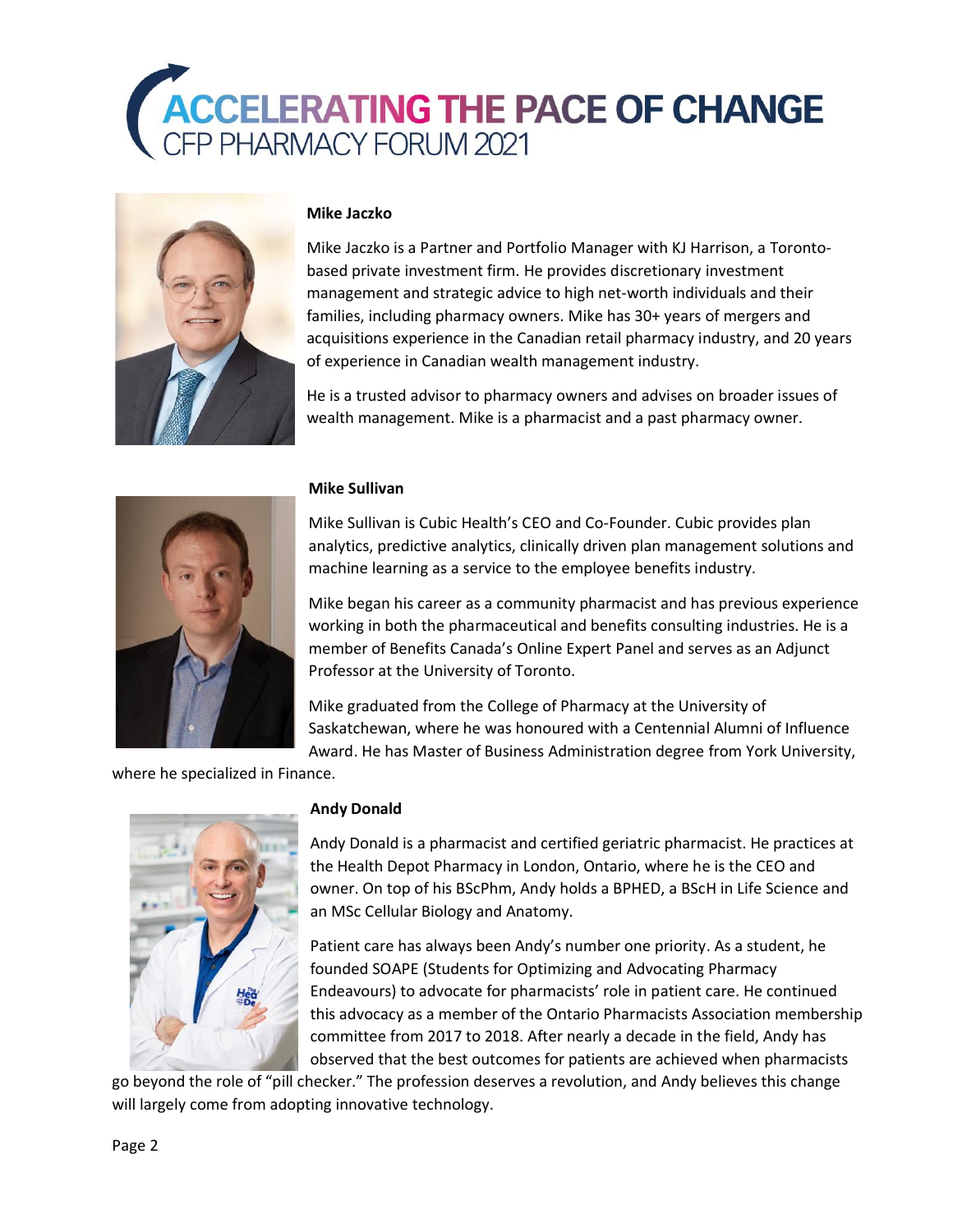# ACCELERATING THE PACE OF CHANGE

## CFP PHARMACY FORUM 2021

**Mike Jaczko**

Mike Jaczko is a Partner and Portfolio Manager with KJ Harrison, a Toronto-based private investment firm. He provides discretionary investment management and strategic advice to high net-worth individuals and their families, including pharmacy owners. Mike has 30+ years of mergers and acquisitions experience in the Canadian retail pharmacy industry, and 20 years of experience in Canadian wealth management industry.

He is a trusted advisor to pharmacy owners and advises on broader issues of wealth management. Mike is a pharmacist and a past pharmacy owner.

**Mike Sullivan**

Mike Sullivan is Cubic Health's CEO and Co-Founder. Cubic provides plan analytics, predictive analytics, clinically driven plan management solutions and machine learning as a service to the employee benefits industry.

Mike began his career as a community pharmacist and has previous experience working in both the pharmaceutical and benefits consulting industries. He is a member of Benefits Canada's Online Expert Panel and serves as an Adjunct Professor at the University of Toronto.

Mike graduated from the College of Pharmacy at the University of Saskatchewan, where he was honoured with a Centennial Alumni of Influence Award. He has Master of Business Administration degree from York University, where he specialized in Finance.

**Andy Donald**

Andy Donald is a pharmacist and certified geriatric pharmacist. He practices at the Health Depot Pharmacy in London, Ontario, where he is the CEO and owner. On top of his BScPhm, Andy holds a BPHED, a BScH in Life Science and an MSc Cellular Biology and Anatomy.

Patient care has always been Andy's number one priority. As a student, he founded SOAPE (Students for Optimizing and Advocating Pharmacy Endeavours) to advocate for pharmacists' role in patient care. He continued this advocacy as a member of the Ontario Pharmacists Association membership committee from 2017 to 2018. After nearly a decade in the field, Andy has observed that the best outcomes for patients are achieved when pharmacists go beyond the role of "pill checker." The profession deserves a revolution, and Andy believes this change will largely come from adopting innovative technology.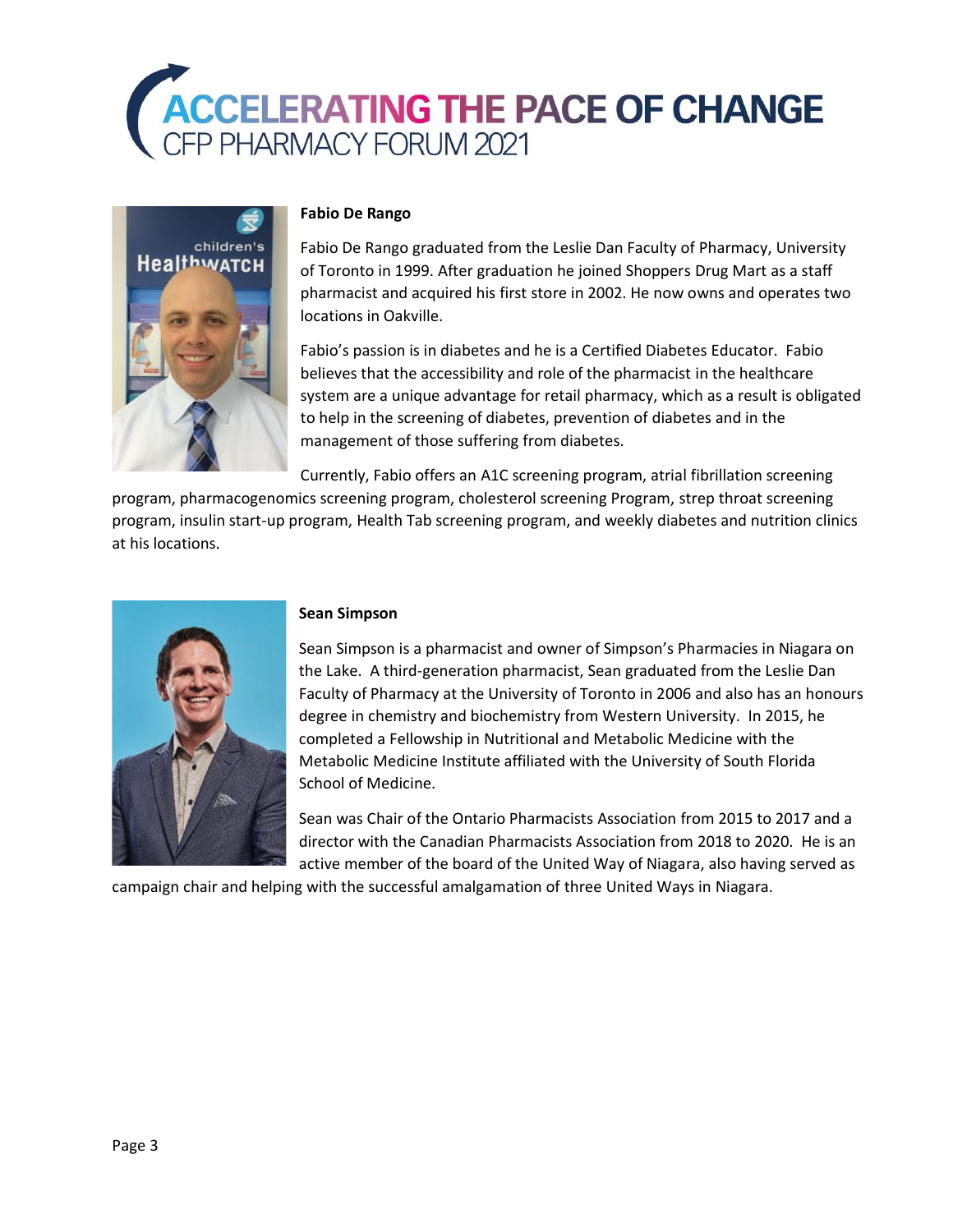**Fabio De Rango**

Fabio De Rango graduated from the Leslie Dan Faculty of Pharmacy, University of Toronto in 1999. After graduation he joined Shoppers Drug Mart as a staff pharmacist and acquired his first store in 2002. He now owns and operates two locations in Oakville.

Fabio's passion is in diabetes and he is a Certified Diabetes Educator. Fabio believes that the accessibility and role of the pharmacist in the healthcare system are a unique advantage for retail pharmacy, which as a result is obligated to help in the screening of diabetes, prevention of diabetes and in the management of those suffering from diabetes.

Currently, Fabio offers an A1C screening program, atrial fibrillation screening program, pharmacogenomics screening program, cholesterol screening Program, strep throat screening program, insulin start-up program, Health Tab screening program, and weekly diabetes and nutrition clinics at his locations.

**Sean Simpson**

Sean Simpson is a pharmacist and owner of Simpson's Pharmacies in Niagara on the Lake. A third-generation pharmacist, Sean graduated from the Leslie Dan Faculty of Pharmacy at the University of Toronto in 2006 and also has an honours degree in chemistry and biochemistry from Western University. In 2015, he completed a Fellowship in Nutritional and Metabolic Medicine with the Metabolic Medicine Institute affiliated with the University of South Florida School of Medicine.

Sean was Chair of the Ontario Pharmacists Association from 2015 to 2017 and a director with the Canadian Pharmacists Association from 2018 to 2020. He is an active member of the board of the United Way of Niagara, also having served as campaign chair and helping with the successful amalgamation of three United Ways in Niagara.